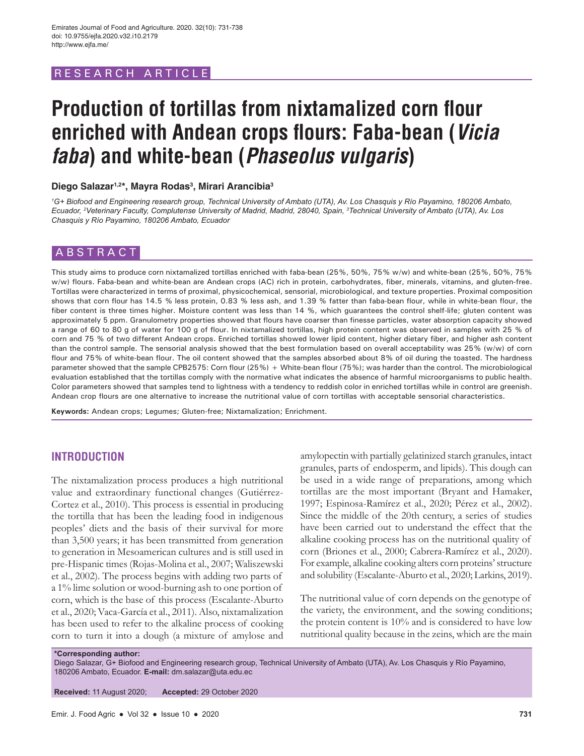RESEARCH ARTICLE

# Production of tortillas from nixtamalized corn flour enriched with Andean crops flours: Faba-bean (*Vicia faba*) and white-bean (*Phaseolus vulgaris*)

**Diego Salazar[1,2]*, Mayra Rodas[3], Mirari Arancibia[3]**

*[1]G+ Biofood and Engineering research group, Technical University of Ambato (UTA), Av. Los Chasquis y Río Payamino, 180206 Ambato, Ecuador, [2]Veterinary Faculty, Complutense University of Madrid, Madrid, 28040, Spain, [3]Technical University of Ambato (UTA), Av. Los Chasquis y Río Payamino, 180206 Ambato, Ecuador*

## ABSTRACT

This study aims to produce corn nixtamalized tortillas enriched with faba-bean (25%, 50%, 75% w/w) and white-bean (25%, 50%, 75% w/w) flours. Faba-bean and white-bean are Andean crops (AC) rich in protein, carbohydrates, fiber, minerals, vitamins, and gluten-free. Tortillas were characterized in terms of proximal, physicochemical, sensorial, microbiological, and texture properties. Proximal composition shows that corn flour has 14.5 % less protein, 0.83 % less ash, and 1.39 % fatter than faba-bean flour, while in white-bean flour, the fiber content is three times higher. Moisture content was less than 14 %, which guarantees the control shelf-life; gluten content was approximately 5 ppm. Granulometry properties showed that flours have coarser than finesse particles, water absorption capacity showed a range of 60 to 80 g of water for 100 g of flour. In nixtamalized tortillas, high protein content was observed in samples with 25 % of corn and 75 % of two different Andean crops. Enriched tortillas showed lower lipid content, higher dietary fiber, and higher ash content than the control sample. The sensorial analysis showed that the best formulation based on overall acceptability was 25% (w/w) of corn flour and 75% of white-bean flour. The oil content showed that the samples absorbed about 8% of oil during the toasted. The hardness parameter showed that the sample CPB2575: Corn flour (25%) + White-bean flour (75%); was harder than the control. The microbiological evaluation established that the tortillas comply with the normative what indicates the absence of harmful microorganisms to public health. Color parameters showed that samples tend to lightness with a tendency to reddish color in enriched tortillas while in control are greenish. Andean crop flours are one alternative to increase the nutritional value of corn tortillas with acceptable sensorial characteristics.

**Keywords:** Andean crops; Legumes; Gluten-free; Nixtamalization; Enrichment.

## INTRODUCTION

The nixtamalization process produces a high nutritional value and extraordinary functional changes (Gutiérrez-Cortez et al., 2010). This process is essential in producing the tortilla that has been the leading food in indigenous peoples' diets and the basis of their survival for more than 3,500 years; it has been transmitted from generation to generation in Mesoamerican cultures and is still used in pre-Hispanic times (Rojas-Molina et al., 2007; Waliszewski et al., 2002). The process begins with adding two parts of a 1% lime solution or wood-burning ash to one portion of corn, which is the base of this process (Escalante-Aburto et al., 2020; Vaca-García et al., 2011). Also, nixtamalization has been used to refer to the alkaline process of cooking corn to turn it into a dough (a mixture of amylose and amylopectin with partially gelatinized starch granules, intact granules, parts of endosperm, and lipids). This dough can be used in a wide range of preparations, among which tortillas are the most important (Bryant and Hamaker, 1997; Espinosa-Ramírez et al., 2020; Pérez et al., 2002). Since the middle of the 20th century, a series of studies have been carried out to understand the effect that the alkaline cooking process has on the nutritional quality of corn (Briones et al., 2000; Cabrera-Ramírez et al., 2020). For example, alkaline cooking alters corn proteins' structure and solubility (Escalante-Aburto et al., 2020; Larkins, 2019).

The nutritional value of corn depends on the genotype of the variety, the environment, and the sowing conditions; the protein content is 10% and is considered to have low nutritional quality because in the zeins, which are the main

**\*Corresponding author:**
Diego Salazar, G+ Biofood and Engineering research group, Technical University of Ambato (UTA), Av. Los Chasquis y Río Payamino, 180206 Ambato, Ecuador. **E-mail:** dm.salazar@uta.edu.ec

**Received:** 11 August 2020; **Accepted:** 29 October 2020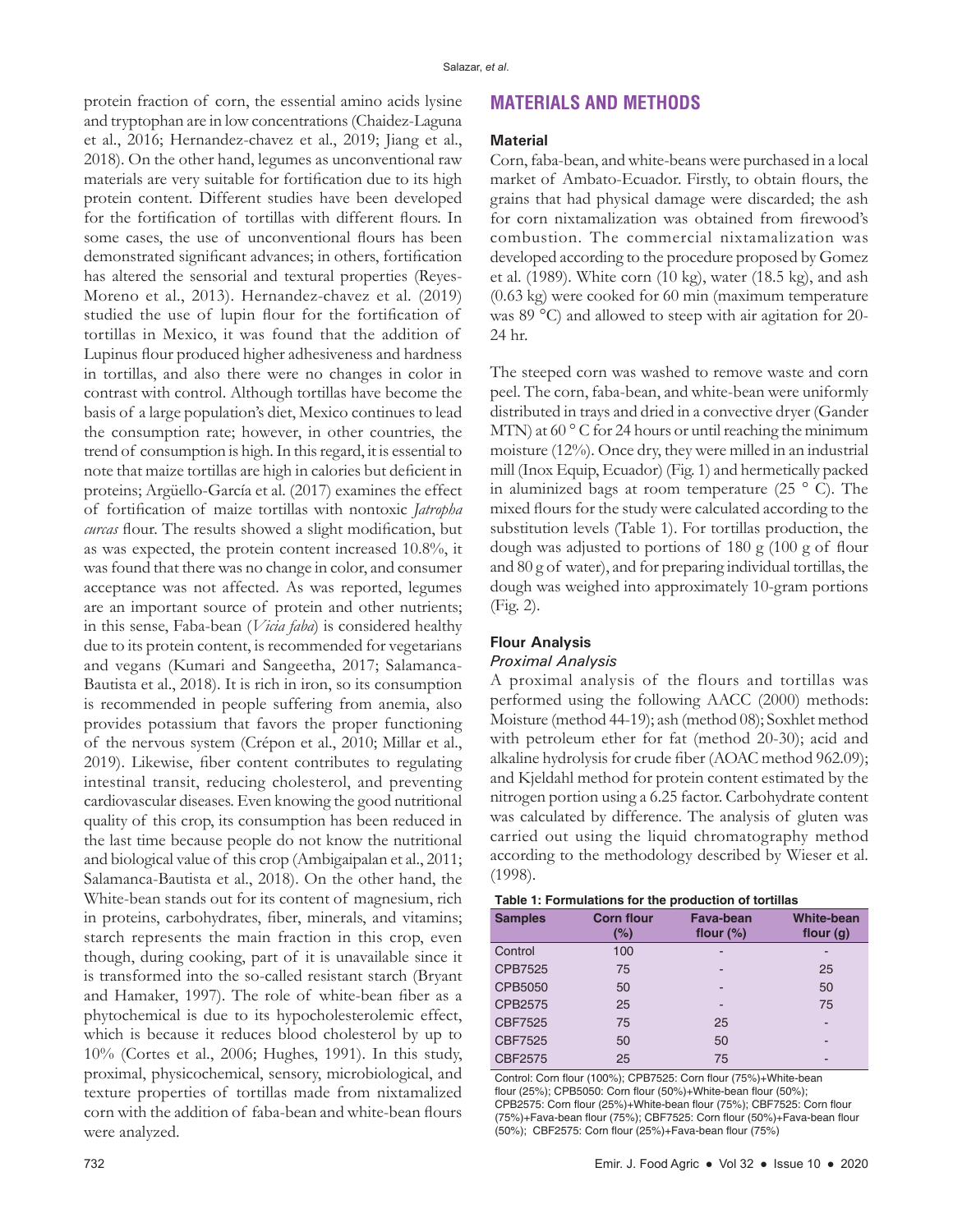protein fraction of corn, the essential amino acids lysine and tryptophan are in low concentrations (Chaidez-Laguna et al., 2016; Hernandez-chavez et al., 2019; Jiang et al., 2018). On the other hand, legumes as unconventional raw materials are very suitable for fortification due to its high protein content. Different studies have been developed for the fortification of tortillas with different flours. In some cases, the use of unconventional flours has been demonstrated significant advances; in others, fortification has altered the sensorial and textural properties (Reyes-Moreno et al., 2013). Hernandez-chavez et al. (2019) studied the use of lupin flour for the fortification of tortillas in Mexico, it was found that the addition of Lupinus flour produced higher adhesiveness and hardness in tortillas, and also there were no changes in color in contrast with control. Although tortillas have become the basis of a large population's diet, Mexico continues to lead the consumption rate; however, in other countries, the trend of consumption is high. In this regard, it is essential to note that maize tortillas are high in calories but deficient in proteins; Argüello-García et al. (2017) examines the effect of fortification of maize tortillas with nontoxic *Jatropha curcas* flour. The results showed a slight modification, but as was expected, the protein content increased 10.8%, it was found that there was no change in color, and consumer acceptance was not affected. As was reported, legumes are an important source of protein and other nutrients; in this sense, Faba-bean (*Vicia faba*) is considered healthy due to its protein content, is recommended for vegetarians and vegans (Kumari and Sangeetha, 2017; Salamanca-Bautista et al., 2018). It is rich in iron, so its consumption is recommended in people suffering from anemia, also provides potassium that favors the proper functioning of the nervous system (Crépon et al., 2010; Millar et al., 2019). Likewise, fiber content contributes to regulating intestinal transit, reducing cholesterol, and preventing cardiovascular diseases. Even knowing the good nutritional quality of this crop, its consumption has been reduced in the last time because people do not know the nutritional and biological value of this crop (Ambigaipalan et al., 2011; Salamanca-Bautista et al., 2018). On the other hand, the White-bean stands out for its content of magnesium, rich in proteins, carbohydrates, fiber, minerals, and vitamins; starch represents the main fraction in this crop, even though, during cooking, part of it is unavailable since it is transformed into the so-called resistant starch (Bryant and Hamaker, 1997). The role of white-bean fiber as a phytochemical is due to its hypocholesterolemic effect, which is because it reduces blood cholesterol by up to 10% (Cortes et al., 2006; Hughes, 1991). In this study, proximal, physicochemical, sensory, microbiological, and texture properties of tortillas made from nixtamalized corn with the addition of faba-bean and white-bean flours were analyzed.

## MATERIALS AND METHODS

### Material

Corn, faba-bean, and white-beans were purchased in a local market of Ambato-Ecuador. Firstly, to obtain flours, the grains that had physical damage were discarded; the ash for corn nixtamalization was obtained from firewood's combustion. The commercial nixtamalization was developed according to the procedure proposed by Gomez et al. (1989). White corn (10 kg), water (18.5 kg), and ash (0.63 kg) were cooked for 60 min (maximum temperature was 89 °C) and allowed to steep with air agitation for 20-24 hr.

The steeped corn was washed to remove waste and corn peel. The corn, faba-bean, and white-bean were uniformly distributed in trays and dried in a convective dryer (Gander MTN) at 60 ° C for 24 hours or until reaching the minimum moisture (12%). Once dry, they were milled in an industrial mill (Inox Equip, Ecuador) (Fig. 1) and hermetically packed in aluminized bags at room temperature (25 ° C). The mixed flours for the study were calculated according to the substitution levels (Table 1). For tortillas production, the dough was adjusted to portions of 180 g (100 g of flour and 80 g of water), and for preparing individual tortillas, the dough was weighed into approximately 10-gram portions (Fig. 2).

### Flour Analysis

#### *Proximal Analysis*

A proximal analysis of the flours and tortillas was performed using the following AACC (2000) methods: Moisture (method 44-19); ash (method 08); Soxhlet method with petroleum ether for fat (method 20-30); acid and alkaline hydrolysis for crude fiber (AOAC method 962.09); and Kjeldahl method for protein content estimated by the nitrogen portion using a 6.25 factor. Carbohydrate content was calculated by difference. The analysis of gluten was carried out using the liquid chromatography method according to the methodology described by Wieser et al. (1998).

**Table 1: Formulations for the production of tortillas**

| Samples | Corn flour (%) | Fava-bean flour (%) | White-bean flour (g) |
|---|---|---|---|
| Control | 100 | - | - |
| CPB7525 | 75 | - | 25 |
| CPB5050 | 50 | - | 50 |
| CPB2575 | 25 | - | 75 |
| CBF7525 | 75 | 25 | - |
| CBF7525 | 50 | 50 | - |
| CBF2575 | 25 | 75 | - |

Control: Corn flour (100%); CPB7525: Corn flour (75%)+White-bean flour (25%); CPB5050: Corn flour (50%)+White-bean flour (50%); CPB2575: Corn flour (25%)+White-bean flour (75%); CBF7525: Corn flour (75%)+Fava-bean flour (75%); CBF7525: Corn flour (50%)+Fava-bean flour (50%); CBF2575: Corn flour (25%)+Fava-bean flour (75%)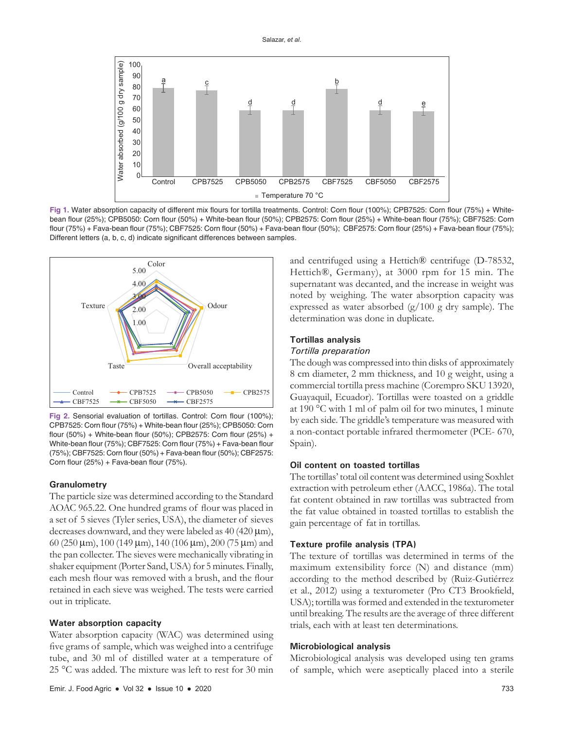Fig 1. Water absorption capacity of different mix flours for tortilla treatments. Control: Corn flour (100%); CPB7525: Corn flour (75%) + White-bean flour (25%); CPB5050: Corn flour (50%) + White-bean flour (50%); CPB2575: Corn flour (25%) + White-bean flour (75%); CBF7525: Corn flour (75%) + Fava-bean flour (75%); CBF7525: Corn flour (50%) + Fava-bean flour (50%); CBF2575: Corn flour (25%) + Fava-bean flour (75%); Different letters (a, b, c, d) indicate significant differences between samples.

Fig 2. Sensorial evaluation of tortillas. Control: Corn flour (100%); CPB7525: Corn flour (75%) + White-bean flour (25%); CPB5050: Corn flour (50%) + White-bean flour (50%); CPB2575: Corn flour (25%) + White-bean flour (75%); CBF7525: Corn flour (75%) + Fava-bean flour (75%); CBF7525: Corn flour (50%) + Fava-bean flour (50%); CBF2575: Corn flour (25%) + Fava-bean flour (75%).

### Granulometry

The particle size was determined according to the Standard AOAC 965.22. One hundred grams of flour was placed in a set of 5 sieves (Tyler series, USA), the diameter of sieves decreases downward, and they were labeled as 40 (420 μm), 60 (250 μm), 100 (149 μm), 140 (106 μm), 200 (75 μm) and the pan collecter. The sieves were mechanically vibrating in shaker equipment (Porter Sand, USA) for 5 minutes. Finally, each mesh flour was removed with a brush, and the flour retained in each sieve was weighed. The tests were carried out in triplicate.

### Water absorption capacity

Water absorption capacity (WAC) was determined using five grams of sample, which was weighed into a centrifuge tube, and 30 ml of distilled water at a temperature of 25 °C was added. The mixture was left to rest for 30 min and centrifuged using a Hettich® centrifuge (D-78532, Hettich®, Germany), at 3000 rpm for 15 min. The supernatant was decanted, and the increase in weight was noted by weighing. The water absorption capacity was expressed as water absorbed (g/100 g dry sample). The determination was done in duplicate.

### Tortillas analysis

#### *Tortilla preparation*

The dough was compressed into thin disks of approximately 8 cm diameter, 2 mm thickness, and 10 g weight, using a commercial tortilla press machine (Corempro SKU 13920, Guayaquil, Ecuador). Tortillas were toasted on a griddle at 190 °C with 1 ml of palm oil for two minutes, 1 minute by each side. The griddle's temperature was measured with a non-contact portable infrared thermometer (PCE- 670, Spain).

### Oil content on toasted tortillas

The tortillas' total oil content was determined using Soxhlet extraction with petroleum ether (AACC, 1986a). The total fat content obtained in raw tortillas was subtracted from the fat value obtained in toasted tortillas to establish the gain percentage of fat in tortillas.

### Texture profile analysis (TPA)

The texture of tortillas was determined in terms of the maximum extensibility force (N) and distance (mm) according to the method described by (Ruiz-Gutiérrez et al., 2012) using a texturometer (Pro CT3 Brookfield, USA); tortilla was formed and extended in the texturometer until breaking. The results are the average of three different trials, each with at least ten determinations.

### Microbiological analysis

Microbiological analysis was developed using ten grams of sample, which were aseptically placed into a sterile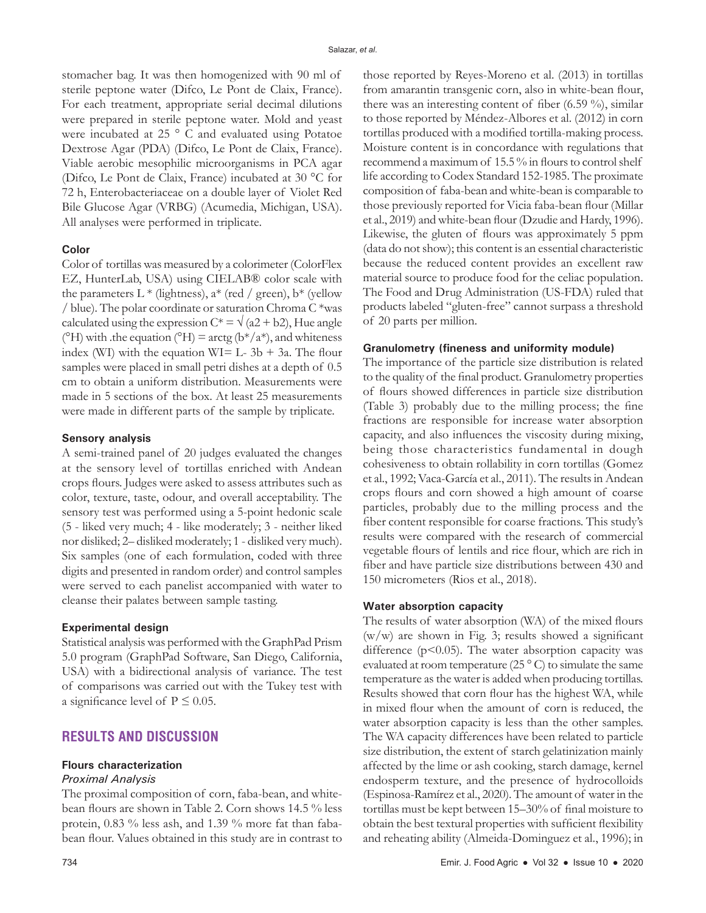stomacher bag. It was then homogenized with 90 ml of sterile peptone water (Difco, Le Pont de Claix, France). For each treatment, appropriate serial decimal dilutions were prepared in sterile peptone water. Mold and yeast were incubated at 25 ° C and evaluated using Potatoe Dextrose Agar (PDA) (Difco, Le Pont de Claix, France). Viable aerobic mesophilic microorganisms in PCA agar (Difco, Le Pont de Claix, France) incubated at 30 °C for 72 h, Enterobacteriaceae on a double layer of Violet Red Bile Glucose Agar (VRBG) (Acumedia, Michigan, USA). All analyses were performed in triplicate.

### Color

Color of tortillas was measured by a colorimeter (ColorFlex EZ, HunterLab, USA) using CIELAB® color scale with the parameters L * (lightness), a* (red / green), b* (yellow / blue). The polar coordinate or saturation Chroma C *was calculated using the expression $C^* = \sqrt{(a2 + b2)}$, Hue angle (°H) with .the equation $(°H) = \text{arctg}(b^*/a^*)$, and whiteness index (WI) with the equation $WI = L - 3b + 3a$. The flour samples were placed in small petri dishes at a depth of 0.5 cm to obtain a uniform distribution. Measurements were made in 5 sections of the box. At least 25 measurements were made in different parts of the sample by triplicate.

### Sensory analysis

A semi-trained panel of 20 judges evaluated the changes at the sensory level of tortillas enriched with Andean crops flours. Judges were asked to assess attributes such as color, texture, taste, odour, and overall acceptability. The sensory test was performed using a 5-point hedonic scale (5 - liked very much; 4 - like moderately; 3 - neither liked nor disliked; 2– disliked moderately; 1 - disliked very much). Six samples (one of each formulation, coded with three digits and presented in random order) and control samples were served to each panelist accompanied with water to cleanse their palates between sample tasting.

### Experimental design

Statistical analysis was performed with the GraphPad Prism 5.0 program (GraphPad Software, San Diego, California, USA) with a bidirectional analysis of variance. The test of comparisons was carried out with the Tukey test with a significance level of $P \leq 0.05$.

## RESULTS AND DISCUSSION

### Flours characterization

#### *Proximal Analysis*

The proximal composition of corn, faba-bean, and white-bean flours are shown in Table 2. Corn shows 14.5 % less protein, 0.83 % less ash, and 1.39 % more fat than faba-bean flour. Values obtained in this study are in contrast to those reported by Reyes-Moreno et al. (2013) in tortillas from amarantin transgenic corn, also in white-bean flour, there was an interesting content of fiber (6.59 %), similar to those reported by Méndez-Albores et al. (2012) in corn tortillas produced with a modified tortilla-making process. Moisture content is in concordance with regulations that recommend a maximum of 15.5 % in flours to control shelf life according to Codex Standard 152-1985. The proximate composition of faba-bean and white-bean is comparable to those previously reported for Vicia faba-bean flour (Millar et al., 2019) and white-bean flour (Dzudie and Hardy, 1996). Likewise, the gluten of flours was approximately 5 ppm (data do not show); this content is an essential characteristic because the reduced content provides an excellent raw material source to produce food for the celiac population. The Food and Drug Administration (US-FDA) ruled that products labeled "gluten-free" cannot surpass a threshold of 20 parts per million.

### Granulometry (fineness and uniformity module)

The importance of the particle size distribution is related to the quality of the final product. Granulometry properties of flours showed differences in particle size distribution (Table 3) probably due to the milling process; the fine fractions are responsible for increase water absorption capacity, and also influences the viscosity during mixing, being those characteristics fundamental in dough cohesiveness to obtain rollability in corn tortillas (Gomez et al., 1992; Vaca-García et al., 2011). The results in Andean crops flours and corn showed a high amount of coarse particles, probably due to the milling process and the fiber content responsible for coarse fractions. This study's results were compared with the research of commercial vegetable flours of lentils and rice flour, which are rich in fiber and have particle size distributions between 430 and 150 micrometers (Rios et al., 2018).

### Water absorption capacity

The results of water absorption (WA) of the mixed flours (w/w) are shown in Fig. 3; results showed a significant difference ($p<0.05$). The water absorption capacity was evaluated at room temperature (25 ° C) to simulate the same temperature as the water is added when producing tortillas. Results showed that corn flour has the highest WA, while in mixed flour when the amount of corn is reduced, the water absorption capacity is less than the other samples. The WA capacity differences have been related to particle size distribution, the extent of starch gelatinization mainly affected by the lime or ash cooking, starch damage, kernel endosperm texture, and the presence of hydrocolloids (Espinosa-Ramírez et al., 2020). The amount of water in the tortillas must be kept between 15–30% of final moisture to obtain the best textural properties with sufficient flexibility and reheating ability (Almeida-Dominguez et al., 1996); in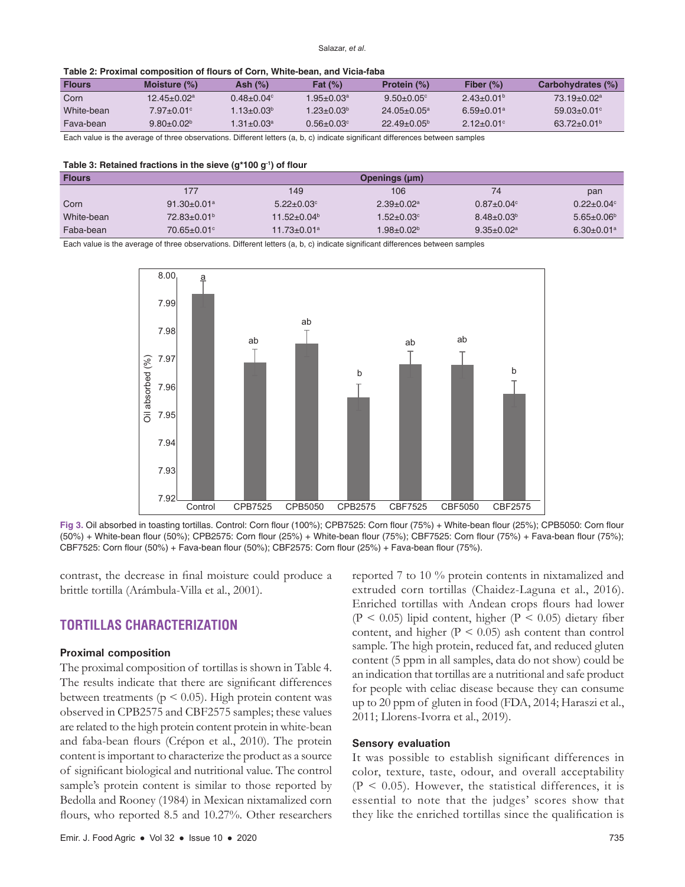**Table 2: Proximal composition of flours of Corn, White-bean, and Vicia-faba**

| Flours | Moisture (%) | Ash (%) | Fat (%) | Protein (%) | Fiber (%) | Carbohydrates (%) |
|---|---|---|---|---|---|---|
| Corn | 12.45±0.02[a] | 0.48±0.04[c] | 1.95±0.03[a] | 9.50±0.05[c] | 2.43±0.01[b] | 73.19±0.02[a] |
| White-bean | 7.97±0.01[c] | 1.13±0.03[b] | 1.23±0.03[b] | 24.05±0.05[a] | 6.59±0.01[a] | 59.03±0.01[c] |
| Fava-bean | 9.80±0.02[b] | 1.31±0.03[a] | 0.56±0.03[c] | 22.49±0.05[b] | 2.12±0.01[c] | 63.72±0.01[b] |

Each value is the average of three observations. Different letters (a, b, c) indicate significant differences between samples

**Table 3: Retained fractions in the sieve (g*100 g$^{-1}$) of flour**

| Flours | Openings (µm) | | | | |
|---|---|---|---|---|---|
| | 177 | 149 | 106 | 74 | pan |
| Corn | 91.30±0.01[a] | 5.22±0.03[c] | 2.39±0.02[a] | 0.87±0.04[c] | 0.22±0.04[c] |
| White-bean | 72.83±0.01[b] | 11.52±0.04[b] | 1.52±0.03[c] | 8.48±0.03[b] | 5.65±0.06[b] |
| Faba-bean | 70.65±0.01[c] | 11.73±0.01[a] | 1.98±0.02[b] | 9.35±0.02[a] | 6.30±0.01[a] |

Each value is the average of three observations. Different letters (a, b, c) indicate significant differences between samples

**Fig 3.** Oil absorbed in toasting tortillas. Control: Corn flour (100%); CPB7525: Corn flour (75%) + White-bean flour (25%); CPB5050: Corn flour (50%) + White-bean flour (50%); CPB2575: Corn flour (25%) + White-bean flour (75%); CBF7525: Corn flour (75%) + Fava-bean flour (75%); CBF7525: Corn flour (50%) + Fava-bean flour (50%); CBF2575: Corn flour (25%) + Fava-bean flour (75%).

contrast, the decrease in final moisture could produce a brittle tortilla (Arámbula-Villa et al., 2001).

## TORTILLAS CHARACTERIZATION

### Proximal composition

The proximal composition of tortillas is shown in Table 4. The results indicate that there are significant differences between treatments ($p < 0.05$). High protein content was observed in CPB2575 and CBF2575 samples; these values are related to the high protein content protein in white-bean and faba-bean flours (Crépon et al., 2010). The protein content is important to characterize the product as a source of significant biological and nutritional value. The control sample's protein content is similar to those reported by Bedolla and Rooney (1984) in Mexican nixtamalized corn flours, who reported 8.5 and 10.27%. Other researchers reported 7 to 10 % protein contents in nixtamalized and extruded corn tortillas (Chaidez-Laguna et al., 2016). Enriched tortillas with Andean crops flours had lower ($P < 0.05$) lipid content, higher ($P < 0.05$) dietary fiber content, and higher ($P < 0.05$) ash content than control sample. The high protein, reduced fat, and reduced gluten content (5 ppm in all samples, data do not show) could be an indication that tortillas are a nutritional and safe product for people with celiac disease because they can consume up to 20 ppm of gluten in food (FDA, 2014; Haraszi et al., 2011; Llorens-Ivorra et al., 2019).

### Sensory evaluation

It was possible to establish significant differences in color, texture, taste, odour, and overall acceptability ($P < 0.05$). However, the statistical differences, it is essential to note that the judges' scores show that they like the enriched tortillas since the qualification is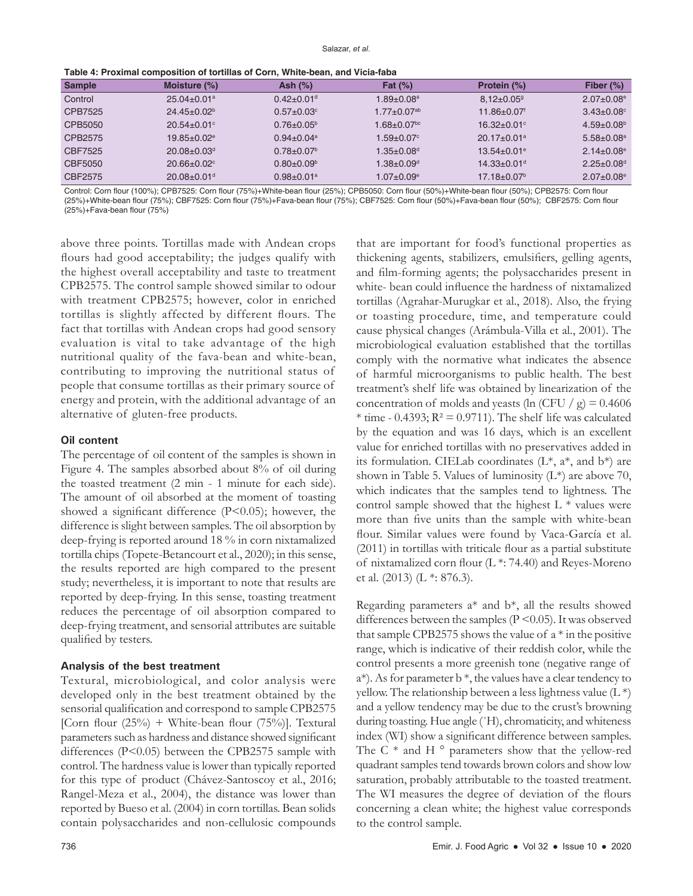**Table 4: Proximal composition of tortillas of Corn, White-bean, and Vicia-faba**

| Sample | Moisture (%) | Ash (%) | Fat (%) | Protein (%) | Fiber (%) |
|---|---|---|---|---|---|
| Control | 25.04±0.01[a] | 0.42±0.01[d] | 1.89±0.08[a] | 8,12±0.05[g] | 2.07±0.08[e] |
| CPB7525 | 24.45±0.02[b] | 0.57±0.03[c] | 1.77±0.07[ab] | 11.86±0.07[f] | 3.43±0.08[c] |
| CPB5050 | 20.54±0.01[c] | 0.76±0.05[b] | 1.68±0.07[bc] | 16.32±0.01[c] | 4.59±0.08[b] |
| CPB2575 | 19.85±0.02[e] | 0.94±0.04[a] | 1.59±0.07[c] | 20.17±0.01[a] | 5.58±0.08[a] |
| CBF7525 | 20.08±0.03[d] | 0.78±0.07[b] | 1.35±0.08[d] | 13.54±0.01[e] | 2.14±0.08[e] |
| CBF5050 | 20.66±0.02[c] | 0.80±0.09[b] | 1.38±0.09[d] | 14.33±0.01[d] | 2.25±0.08[d] |
| CBF2575 | 20.08±0.01[d] | 0.98±0.01[a] | 1.07±0.09[e] | 17.18±0.07[b] | 2.07±0.08[e] |

Control: Corn flour (100%); CPB7525: Corn flour (75%)+White-bean flour (25%); CPB5050: Corn flour (50%)+White-bean flour (50%); CPB2575: Corn flour (25%)+White-bean flour (75%); CBF7525: Corn flour (75%)+Fava-bean flour (75%); CBF7525: Corn flour (50%)+Fava-bean flour (50%); CBF2575: Corn flour (25%)+Fava-bean flour (75%)

above three points. Tortillas made with Andean crops flours had good acceptability; the judges qualify with the highest overall acceptability and taste to treatment CPB2575. The control sample showed similar to odour with treatment CPB2575; however, color in enriched tortillas is slightly affected by different flours. The fact that tortillas with Andean crops had good sensory evaluation is vital to take advantage of the high nutritional quality of the fava-bean and white-bean, contributing to improving the nutritional status of people that consume tortillas as their primary source of energy and protein, with the additional advantage of an alternative of gluten-free products.

#### Oil content

The percentage of oil content of the samples is shown in Figure 4. The samples absorbed about 8% of oil during the toasted treatment (2 min - 1 minute for each side). The amount of oil absorbed at the moment of toasting showed a significant difference ($P<0.05$); however, the difference is slight between samples. The oil absorption by deep-frying is reported around 18 % in corn nixtamalized tortilla chips (Topete-Betancourt et al., 2020); in this sense, the results reported are high compared to the present study; nevertheless, it is important to note that results are reported by deep-frying. In this sense, toasting treatment reduces the percentage of oil absorption compared to deep-frying treatment, and sensorial attributes are suitable qualified by testers.

#### Analysis of the best treatment

Textural, microbiological, and color analysis were developed only in the best treatment obtained by the sensorial qualification and correspond to sample CPB2575 [Corn flour (25%) + White-bean flour (75%)]. Textural parameters such as hardness and distance showed significant differences ($P<0.05$) between the CPB2575 sample with control. The hardness value is lower than typically reported for this type of product (Chávez-Santoscoy et al., 2016; Rangel-Meza et al., 2004), the distance was lower than reported by Bueso et al. (2004) in corn tortillas. Bean solids contain polysaccharides and non-cellulosic compounds that are important for food's functional properties as thickening agents, stabilizers, emulsifiers, gelling agents, and film-forming agents; the polysaccharides present in white- bean could influence the hardness of nixtamalized tortillas (Agrahar-Murugkar et al., 2018). Also, the frying or toasting procedure, time, and temperature could cause physical changes (Arámbula-Villa et al., 2001). The microbiological evaluation established that the tortillas comply with the normative what indicates the absence of harmful microorganisms to public health. The best treatment's shelf life was obtained by linearization of the concentration of molds and yeasts ($\ln(\text{CFU} / g) = 0.4606 * \text{time} - 0.4393$; $R^2 = 0.9711$). The shelf life was calculated by the equation and was 16 days, which is an excellent value for enriched tortillas with no preservatives added in its formulation. CIELab coordinates (L*, a*, and b*) are shown in Table 5. Values of luminosity (L*) are above 70, which indicates that the samples tend to lightness. The control sample showed that the highest L * values were more than five units than the sample with white-bean flour. Similar values were found by Vaca-García et al. (2011) in tortillas with triticale flour as a partial substitute of nixtamalized corn flour (L *: 74.40) and Reyes-Moreno et al. (2013) (L *: 876.3).

Regarding parameters a* and b*, all the results showed differences between the samples ($P<0.05$). It was observed that sample CPB2575 shows the value of a * in the positive range, which is indicative of their reddish color, while the control presents a more greenish tone (negative range of a*). As for parameter b *, the values have a clear tendency to yellow. The relationship between a less lightness value (L *) and a yellow tendency may be due to the crust's browning during toasting. Hue angle (°H), chromaticity, and whiteness index (WI) show a significant difference between samples. The C * and H ° parameters show that the yellow-red quadrant samples tend towards brown colors and show low saturation, probably attributable to the toasted treatment. The WI measures the degree of deviation of the flours concerning a clean white; the highest value corresponds to the control sample.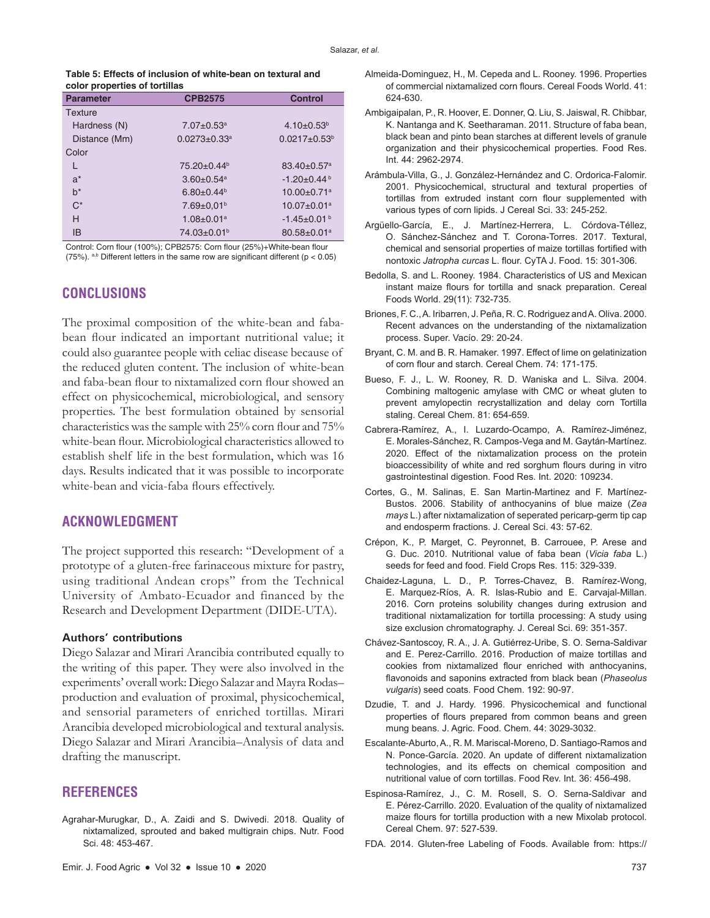**Table 5: Effects of inclusion of white-bean on textural and color properties of tortillas**

| Parameter | CPB2575 | Control |
|---|---|---|
| Texture | | |
| Hardness (N) | 7.07±0.53[a] | 4.10±0.53[b] |
| Distance (Mm) | 0.0273±0.33[a] | 0.0217±0.53[b] |
| Color | | |
| L | 75.20±0.44[b] | 83.40±0.57[a] |
| a* | 3.60±0.54[a] | -1.20±0.44[b] |
| b* | 6.80±0.44[b] | 10.00±0.71[a] |
| C* | 7.69±0,01[b] | 10.07±0.01[a] |
| H | 1.08±0.01[a] | -1.45±0.01[b] |
| IB | 74.03±0.01[b] | 80.58±0.01[a] |

Control: Corn flour (100%); CPB2575: Corn flour (25%)+White-bean flour (75%). [a,b] Different letters in the same row are significant different ($p < 0.05$)

## CONCLUSIONS

The proximal composition of the white-bean and faba-bean flour indicated an important nutritional value; it could also guarantee people with celiac disease because of the reduced gluten content. The inclusion of white-bean and faba-bean flour to nixtamalized corn flour showed an effect on physicochemical, microbiological, and sensory properties. The best formulation obtained by sensorial characteristics was the sample with 25% corn flour and 75% white-bean flour. Microbiological characteristics allowed to establish shelf life in the best formulation, which was 16 days. Results indicated that it was possible to incorporate white-bean and vicia-faba flours effectively.

## ACKNOWLEDGMENT

The project supported this research: "Development of a prototype of a gluten-free farinaceous mixture for pastry, using traditional Andean crops" from the Technical University of Ambato-Ecuador and financed by the Research and Development Department (DIDE-UTA).

### Authors' contributions

Diego Salazar and Mirari Arancibia contributed equally to the writing of this paper. They were also involved in the experiments' overall work: Diego Salazar and Mayra Rodas– production and evaluation of proximal, physicochemical, and sensorial parameters of enriched tortillas. Mirari Arancibia developed microbiological and textural analysis. Diego Salazar and Mirari Arancibia–Analysis of data and drafting the manuscript.

## REFERENCES

Agrahar-Murugkar, D., A. Zaidi and S. Dwivedi. 2018. Quality of nixtamalized, sprouted and baked multigrain chips. Nutr. Food Sci. 48: 453-467.

Almeida-Dominguez, H., M. Cepeda and L. Rooney. 1996. Properties of commercial nixtamalized corn flours. Cereal Foods World. 41: 624-630.

Ambigaipalan, P., R. Hoover, E. Donner, Q. Liu, S. Jaiswal, R. Chibbar, K. Nantanga and K. Seetharaman. 2011. Structure of faba bean, black bean and pinto bean starches at different levels of granule organization and their physicochemical properties. Food Res. Int. 44: 2962-2974.

Arámbula-Villa, G., J. González-Hernández and C. Ordorica-Falomir. 2001. Physicochemical, structural and textural properties of tortillas from extruded instant corn flour supplemented with various types of corn lipids. J Cereal Sci. 33: 245-252.

Argüello-García, E., J. Martínez-Herrera, L. Córdova-Téllez, O. Sánchez-Sánchez and T. Corona-Torres. 2017. Textural, chemical and sensorial properties of maize tortillas fortified with nontoxic *Jatropha curcas* L. flour. CyTA J. Food. 15: 301-306.

Bedolla, S. and L. Rooney. 1984. Characteristics of US and Mexican instant maize flours for tortilla and snack preparation. Cereal Foods World. 29(11): 732-735.

Briones, F. C., A. Iribarren, J. Peña, R. C. Rodriguez and A. Oliva. 2000. Recent advances on the understanding of the nixtamalization process. Super. Vacío. 29: 20-24.

Bryant, C. M. and B. R. Hamaker. 1997. Effect of lime on gelatinization of corn flour and starch. Cereal Chem. 74: 171-175.

Bueso, F. J., L. W. Rooney, R. D. Waniska and L. Silva. 2004. Combining maltogenic amylase with CMC or wheat gluten to prevent amylopectin recrystallization and delay corn Tortilla staling. Cereal Chem. 81: 654-659.

Cabrera-Ramírez, A., I. Luzardo-Ocampo, A. Ramírez-Jiménez, E. Morales-Sánchez, R. Campos-Vega and M. Gaytán-Martínez. 2020. Effect of the nixtamalization process on the protein bioaccessibility of white and red sorghum flours during in vitro gastrointestinal digestion. Food Res. Int. 2020: 109234.

Cortes, G., M. Salinas, E. San Martin-Martinez and F. Martínez-Bustos. 2006. Stability of anthocyanins of blue maize (*Zea mays* L.) after nixtamalization of seperated pericarp-germ tip cap and endosperm fractions. J. Cereal Sci. 43: 57-62.

Crépon, K., P. Marget, C. Peyronnet, B. Carrouee, P. Arese and G. Duc. 2010. Nutritional value of faba bean (*Vicia faba* L.) seeds for feed and food. Field Crops Res. 115: 329-339.

Chaidez-Laguna, L. D., P. Torres-Chavez, B. Ramírez-Wong, E. Marquez-Ríos, A. R. Islas-Rubio and E. Carvajal-Millan. 2016. Corn proteins solubility changes during extrusion and traditional nixtamalization for tortilla processing: A study using size exclusion chromatography. J. Cereal Sci. 69: 351-357.

Chávez-Santoscoy, R. A., J. A. Gutiérrez-Uribe, S. O. Serna-Saldivar and E. Perez-Carrillo. 2016. Production of maize tortillas and cookies from nixtamalized flour enriched with anthocyanins, flavonoids and saponins extracted from black bean (*Phaseolus vulgaris*) seed coats. Food Chem. 192: 90-97.

Dzudie, T. and J. Hardy. 1996. Physicochemical and functional properties of flours prepared from common beans and green mung beans. J. Agric. Food. Chem. 44: 3029-3032.

Escalante-Aburto, A., R. M. Mariscal-Moreno, D. Santiago-Ramos and N. Ponce-García. 2020. An update of different nixtamalization technologies, and its effects on chemical composition and nutritional value of corn tortillas. Food Rev. Int. 36: 456-498.

Espinosa-Ramírez, J., C. M. Rosell, S. O. Serna-Saldivar and E. Pérez-Carrillo. 2020. Evaluation of the quality of nixtamalized maize flours for tortilla production with a new Mixolab protocol. Cereal Chem. 97: 527-539.

FDA. 2014. Gluten-free Labeling of Foods. Available from: https://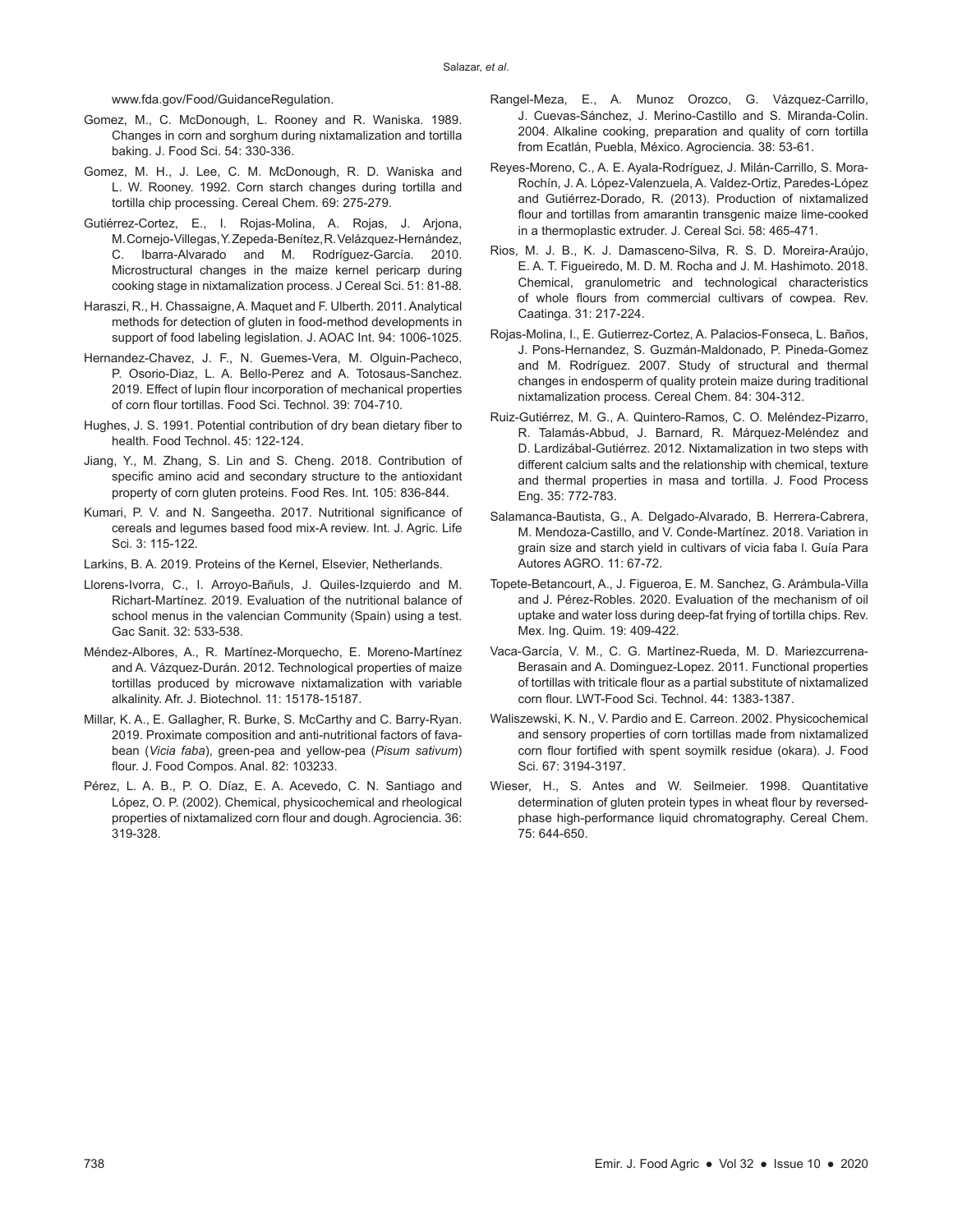www.fda.gov/Food/GuidanceRegulation.

Gomez, M., C. McDonough, L. Rooney and R. Waniska. 1989. Changes in corn and sorghum during nixtamalization and tortilla baking. J. Food Sci. 54: 330-336.

Gomez, M. H., J. Lee, C. M. McDonough, R. D. Waniska and L. W. Rooney. 1992. Corn starch changes during tortilla and tortilla chip processing. Cereal Chem. 69: 275-279.

Gutiérrez-Cortez, E., I. Rojas-Molina, A. Rojas, J. Arjona, M. Cornejo-Villegas, Y. Zepeda-Benítez, R. Velázquez-Hernández, C. Ibarra-Alvarado and M. Rodríguez-García. 2010. Microstructural changes in the maize kernel pericarp during cooking stage in nixtamalization process. J Cereal Sci. 51: 81-88.

Haraszi, R., H. Chassaigne, A. Maquet and F. Ulberth. 2011. Analytical methods for detection of gluten in food-method developments in support of food labeling legislation. J. AOAC Int. 94: 1006-1025.

Hernandez-Chavez, J. F., N. Guemes-Vera, M. Olguin-Pacheco, P. Osorio-Diaz, L. A. Bello-Perez and A. Totosaus-Sanchez. 2019. Effect of lupin flour incorporation of mechanical properties of corn flour tortillas. Food Sci. Technol. 39: 704-710.

Hughes, J. S. 1991. Potential contribution of dry bean dietary fiber to health. Food Technol. 45: 122-124.

Jiang, Y., M. Zhang, S. Lin and S. Cheng. 2018. Contribution of specific amino acid and secondary structure to the antioxidant property of corn gluten proteins. Food Res. Int. 105: 836-844.

Kumari, P. V. and N. Sangeetha. 2017. Nutritional significance of cereals and legumes based food mix-A review. Int. J. Agric. Life Sci. 3: 115-122.

Larkins, B. A. 2019. Proteins of the Kernel, Elsevier, Netherlands.

Llorens-Ivorra, C., I. Arroyo-Bañuls, J. Quiles-Izquierdo and M. Richart-Martínez. 2019. Evaluation of the nutritional balance of school menus in the valencian Community (Spain) using a test. Gac Sanit. 32: 533-538.

Méndez-Albores, A., R. Martínez-Morquecho, E. Moreno-Martínez and A. Vázquez-Durán. 2012. Technological properties of maize tortillas produced by microwave nixtamalization with variable alkalinity. Afr. J. Biotechnol. 11: 15178-15187.

Millar, K. A., E. Gallagher, R. Burke, S. McCarthy and C. Barry-Ryan. 2019. Proximate composition and anti-nutritional factors of fava-bean (*Vicia faba*), green-pea and yellow-pea (*Pisum sativum*) flour. J. Food Compos. Anal. 82: 103233.

Pérez, L. A. B., P. O. Díaz, E. A. Acevedo, C. N. Santiago and López, O. P. (2002). Chemical, physicochemical and rheological properties of nixtamalized corn flour and dough. Agrociencia. 36: 319-328.

Rangel-Meza, E., A. Munoz Orozco, G. Vázquez-Carrillo, J. Cuevas-Sánchez, J. Merino-Castillo and S. Miranda-Colin. 2004. Alkaline cooking, preparation and quality of corn tortilla from Ecatlán, Puebla, México. Agrociencia. 38: 53-61.

Reyes-Moreno, C., A. E. Ayala-Rodríguez, J. Milán-Carrillo, S. Mora-Rochín, J. A. López-Valenzuela, A. Valdez-Ortiz, Paredes-López and Gutiérrez-Dorado, R. (2013). Production of nixtamalized flour and tortillas from amarantin transgenic maize lime-cooked in a thermoplastic extruder. J. Cereal Sci. 58: 465-471.

Rios, M. J. B., K. J. Damasceno-Silva, R. S. D. Moreira-Araújo, E. A. T. Figueiredo, M. D. M. Rocha and J. M. Hashimoto. 2018. Chemical, granulometric and technological characteristics of whole flours from commercial cultivars of cowpea. Rev. Caatinga. 31: 217-224.

Rojas-Molina, I., E. Gutierrez-Cortez, A. Palacios-Fonseca, L. Baños, J. Pons-Hernandez, S. Guzmán-Maldonado, P. Pineda-Gomez and M. Rodríguez. 2007. Study of structural and thermal changes in endosperm of quality protein maize during traditional nixtamalization process. Cereal Chem. 84: 304-312.

Ruiz-Gutiérrez, M. G., A. Quintero-Ramos, C. O. Meléndez-Pizarro, R. Talamás-Abbud, J. Barnard, R. Márquez-Meléndez and D. Lardizábal-Gutiérrez. 2012. Nixtamalization in two steps with different calcium salts and the relationship with chemical, texture and thermal properties in masa and tortilla. J. Food Process Eng. 35: 772-783.

Salamanca-Bautista, G., A. Delgado-Alvarado, B. Herrera-Cabrera, M. Mendoza-Castillo, and V. Conde-Martínez. 2018. Variation in grain size and starch yield in cultivars of vicia faba l. Guía Para Autores AGRO. 11: 67-72.

Topete-Betancourt, A., J. Figueroa, E. M. Sanchez, G. Arámbula-Villa and J. Pérez-Robles. 2020. Evaluation of the mechanism of oil uptake and water loss during deep-fat frying of tortilla chips. Rev. Mex. Ing. Quim. 19: 409-422.

Vaca-García, V. M., C. G. Martínez-Rueda, M. D. Mariezcurrena-Berasain and A. Dominguez-Lopez. 2011. Functional properties of tortillas with triticale flour as a partial substitute of nixtamalized corn flour. LWT-Food Sci. Technol. 44: 1383-1387.

Waliszewski, K. N., V. Pardio and E. Carreon. 2002. Physicochemical and sensory properties of corn tortillas made from nixtamalized corn flour fortified with spent soymilk residue (okara). J. Food Sci. 67: 3194-3197.

Wieser, H., S. Antes and W. Seilmeier. 1998. Quantitative determination of gluten protein types in wheat flour by reversed-phase high-performance liquid chromatography. Cereal Chem. 75: 644-650.